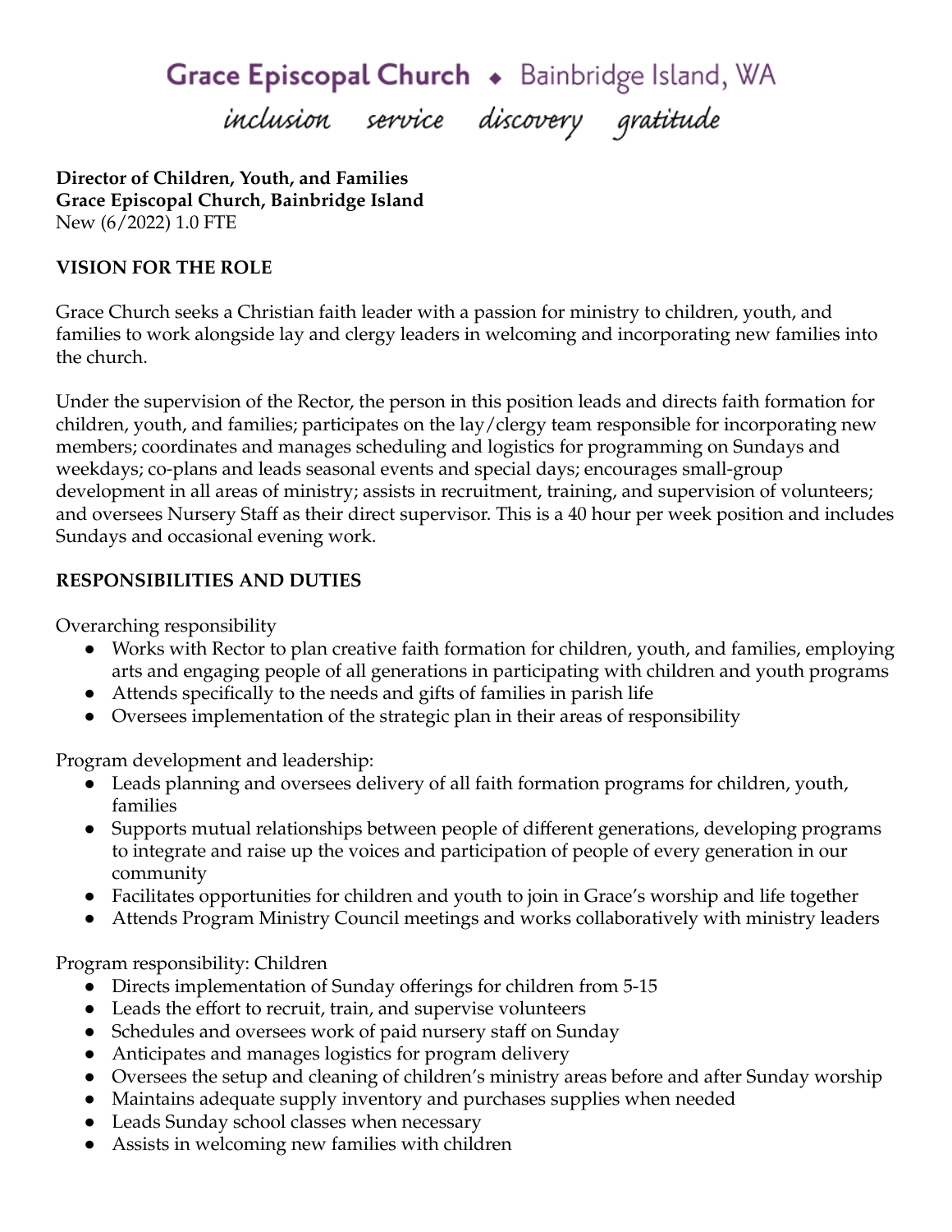# Grace Episcopal Church ◆ Bainbridge Island, WA

*inclusion service discovery gratitude*

**Director of Children, Youth, and Families**
**Grace Episcopal Church, Bainbridge Island**
New (6/2022) 1.0 FTE

## VISION FOR THE ROLE

Grace Church seeks a Christian faith leader with a passion for ministry to children, youth, and families to work alongside lay and clergy leaders in welcoming and incorporating new families into the church.

Under the supervision of the Rector, the person in this position leads and directs faith formation for children, youth, and families; participates on the lay/clergy team responsible for incorporating new members; coordinates and manages scheduling and logistics for programming on Sundays and weekdays; co-plans and leads seasonal events and special days; encourages small-group development in all areas of ministry; assists in recruitment, training, and supervision of volunteers; and oversees Nursery Staff as their direct supervisor. This is a 40 hour per week position and includes Sundays and occasional evening work.

## RESPONSIBILITIES AND DUTIES

Overarching responsibility

- Works with Rector to plan creative faith formation for children, youth, and families, employing arts and engaging people of all generations in participating with children and youth programs
- Attends specifically to the needs and gifts of families in parish life
- Oversees implementation of the strategic plan in their areas of responsibility

Program development and leadership:

- Leads planning and oversees delivery of all faith formation programs for children, youth, families
- Supports mutual relationships between people of different generations, developing programs to integrate and raise up the voices and participation of people of every generation in our community
- Facilitates opportunities for children and youth to join in Grace's worship and life together
- Attends Program Ministry Council meetings and works collaboratively with ministry leaders

Program responsibility: Children

- Directs implementation of Sunday offerings for children from 5-15
- Leads the effort to recruit, train, and supervise volunteers
- Schedules and oversees work of paid nursery staff on Sunday
- Anticipates and manages logistics for program delivery
- Oversees the setup and cleaning of children's ministry areas before and after Sunday worship
- Maintains adequate supply inventory and purchases supplies when needed
- Leads Sunday school classes when necessary
- Assists in welcoming new families with children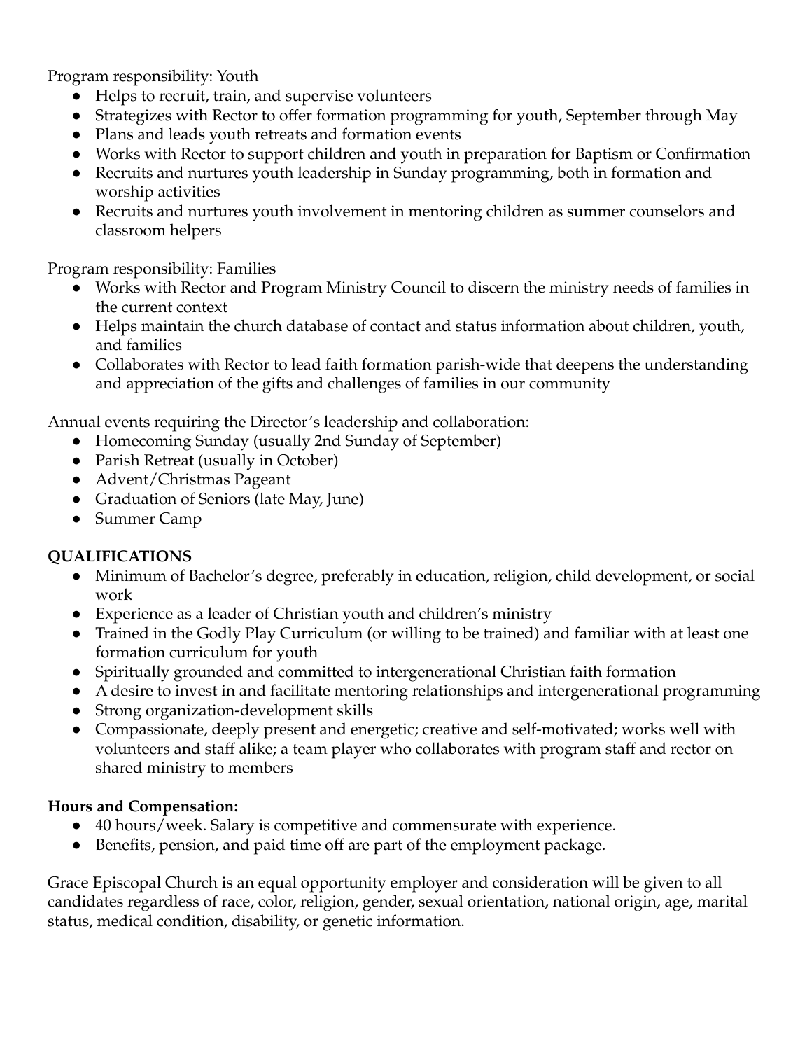Program responsibility: Youth

- Helps to recruit, train, and supervise volunteers
- Strategizes with Rector to offer formation programming for youth, September through May
- Plans and leads youth retreats and formation events
- Works with Rector to support children and youth in preparation for Baptism or Confirmation
- Recruits and nurtures youth leadership in Sunday programming, both in formation and worship activities
- Recruits and nurtures youth involvement in mentoring children as summer counselors and classroom helpers

Program responsibility: Families

- Works with Rector and Program Ministry Council to discern the ministry needs of families in the current context
- Helps maintain the church database of contact and status information about children, youth, and families
- Collaborates with Rector to lead faith formation parish-wide that deepens the understanding and appreciation of the gifts and challenges of families in our community

Annual events requiring the Director's leadership and collaboration:

- Homecoming Sunday (usually 2nd Sunday of September)
- Parish Retreat (usually in October)
- Advent/Christmas Pageant
- Graduation of Seniors (late May, June)
- Summer Camp

**QUALIFICATIONS**

- Minimum of Bachelor's degree, preferably in education, religion, child development, or social work
- Experience as a leader of Christian youth and children's ministry
- Trained in the Godly Play Curriculum (or willing to be trained) and familiar with at least one formation curriculum for youth
- Spiritually grounded and committed to intergenerational Christian faith formation
- A desire to invest in and facilitate mentoring relationships and intergenerational programming
- Strong organization-development skills
- Compassionate, deeply present and energetic; creative and self-motivated; works well with volunteers and staff alike; a team player who collaborates with program staff and rector on shared ministry to members

**Hours and Compensation:**

- 40 hours/week. Salary is competitive and commensurate with experience.
- Benefits, pension, and paid time off are part of the employment package.

Grace Episcopal Church is an equal opportunity employer and consideration will be given to all candidates regardless of race, color, religion, gender, sexual orientation, national origin, age, marital status, medical condition, disability, or genetic information.